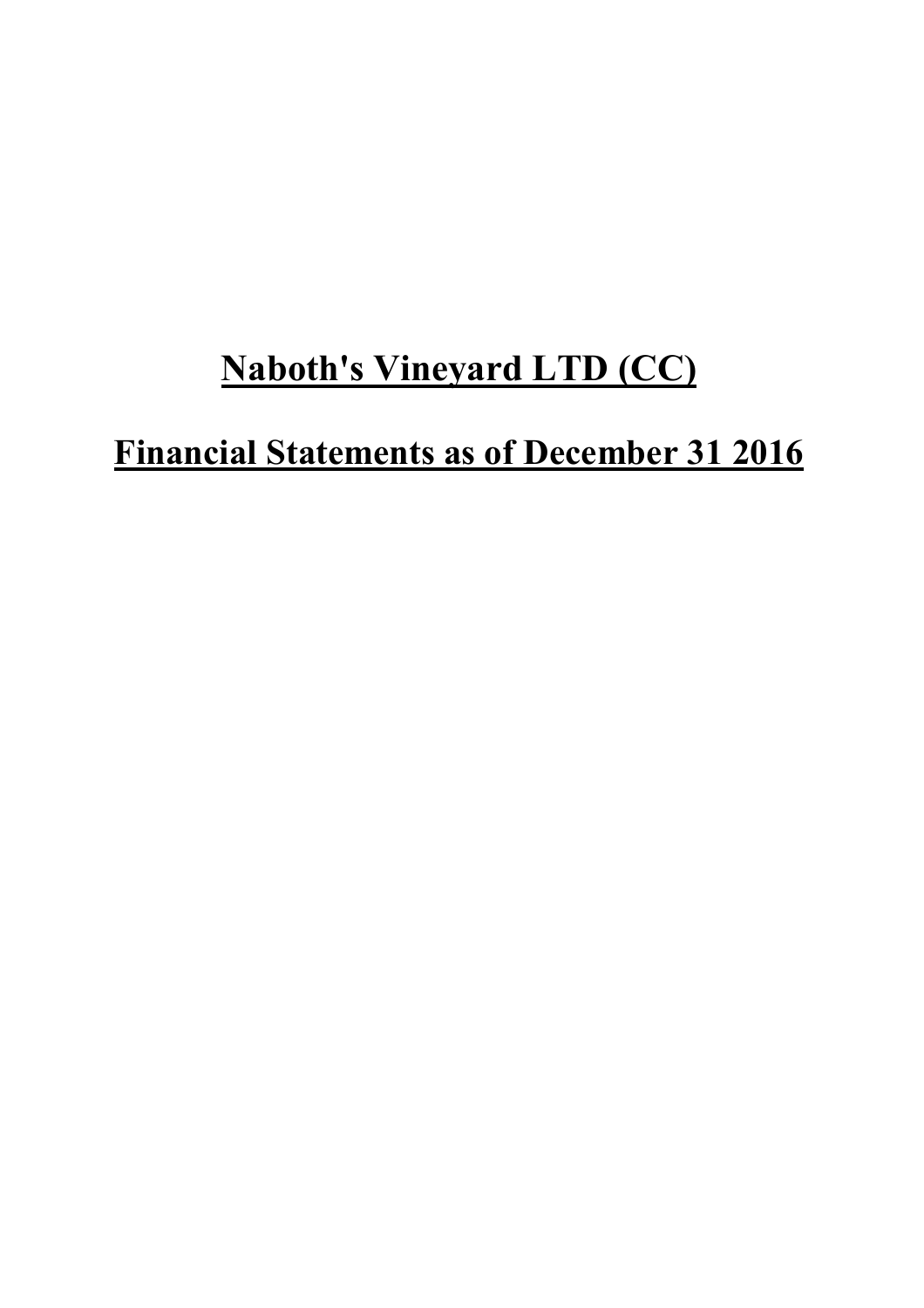# Naboth's Vineyard LTD (CC)

## Financial Statements as of December 31 2016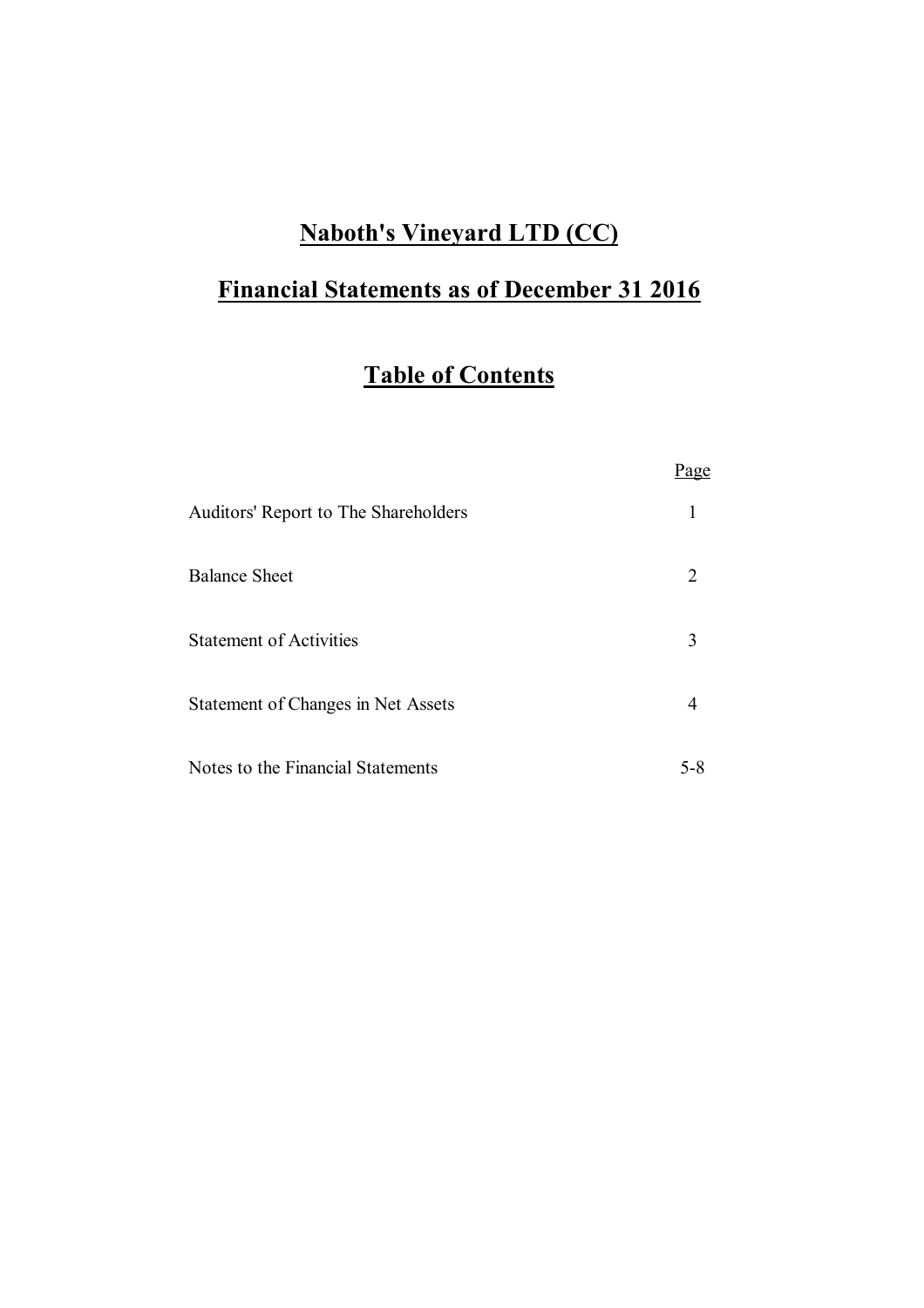# Naboth's Vineyard LTD (CC)

## Financial Statements as of December 31 2016

## Table of Contents

| | Page |
|---|---|
| Auditors' Report to The Shareholders | 1 |
| Balance Sheet | 2 |
| Statement of Activities | 3 |
| Statement of Changes in Net Assets | 4 |
| Notes to the Financial Statements | 5-8 |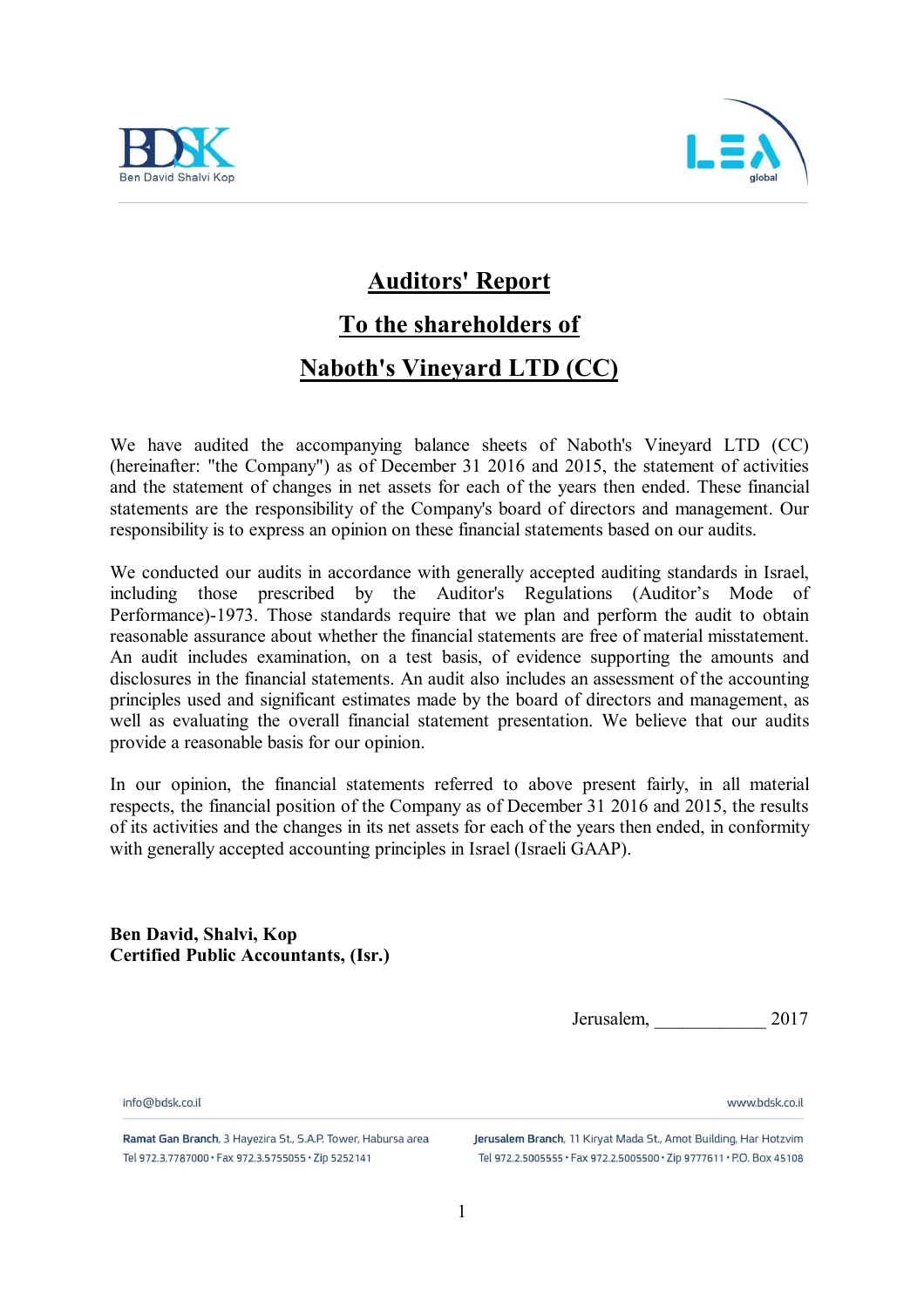# Auditors' Report

## To the shareholders of

## Naboth's Vineyard LTD (CC)

We have audited the accompanying balance sheets of Naboth's Vineyard LTD (CC) (hereinafter: "the Company") as of December 31 2016 and 2015, the statement of activities and the statement of changes in net assets for each of the years then ended. These financial statements are the responsibility of the Company's board of directors and management. Our responsibility is to express an opinion on these financial statements based on our audits.

We conducted our audits in accordance with generally accepted auditing standards in Israel, including those prescribed by the Auditor's Regulations (Auditor's Mode of Performance)-1973. Those standards require that we plan and perform the audit to obtain reasonable assurance about whether the financial statements are free of material misstatement. An audit includes examination, on a test basis, of evidence supporting the amounts and disclosures in the financial statements. An audit also includes an assessment of the accounting principles used and significant estimates made by the board of directors and management, as well as evaluating the overall financial statement presentation. We believe that our audits provide a reasonable basis for our opinion.

In our opinion, the financial statements referred to above present fairly, in all material respects, the financial position of the Company as of December 31 2016 and 2015, the results of its activities and the changes in its net assets for each of the years then ended, in conformity with generally accepted accounting principles in Israel (Israeli GAAP).

**Ben David, Shalvi, Kop**
**Certified Public Accountants, (Isr.)**

Jerusalem, ____________ 2017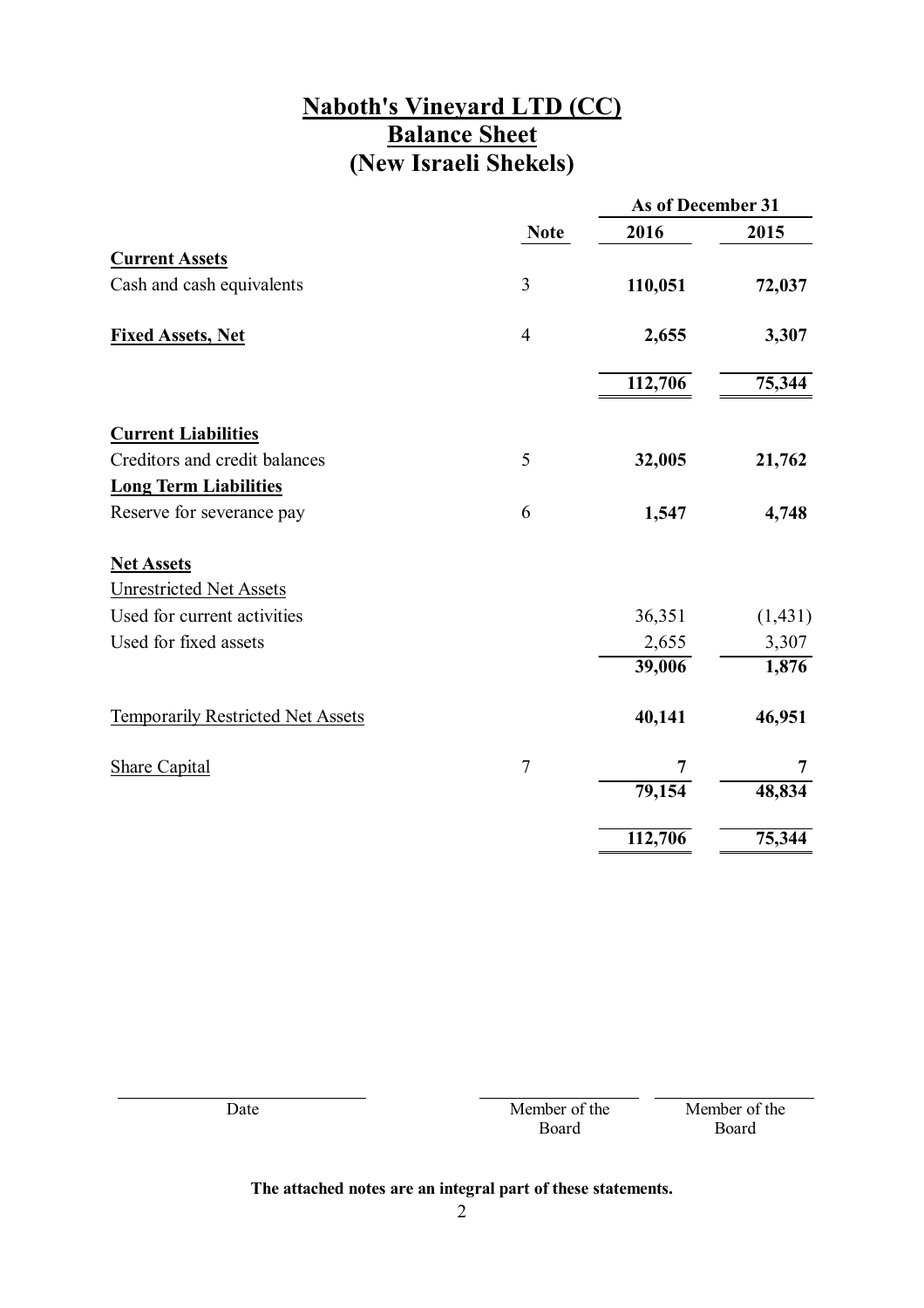# Naboth's Vineyard LTD (CC)
## Balance Sheet
## (New Israeli Shekels)

| | Note | As of December 31 2016 | 2015 |
|---|---|---|---|
| **Current Assets** | | | |
| Cash and cash equivalents | 3 | **110,051** | **72,037** |
| **Fixed Assets, Net** | 4 | **2,655** | **3,307** |
| | | **112,706** | **75,344** |
| **Current Liabilities** | | | |
| Creditors and credit balances | 5 | **32,005** | **21,762** |
| **Long Term Liabilities** | | | |
| Reserve for severance pay | 6 | **1,547** | **4,748** |
| **Net Assets** | | | |
| Unrestricted Net Assets | | | |
| Used for current activities | | 36,351 | (1,431) |
| Used for fixed assets | | 2,655 | 3,307 |
| | | **39,006** | **1,876** |
| Temporarily Restricted Net Assets | | **40,141** | **46,951** |
| Share Capital | 7 | **7** | **7** |
| | | **79,154** | **48,834** |
| | | **112,706** | **75,344** |

| Date | Member of the Board | Member of the Board |
|---|---|---|

**The attached notes are an integral part of these statements.**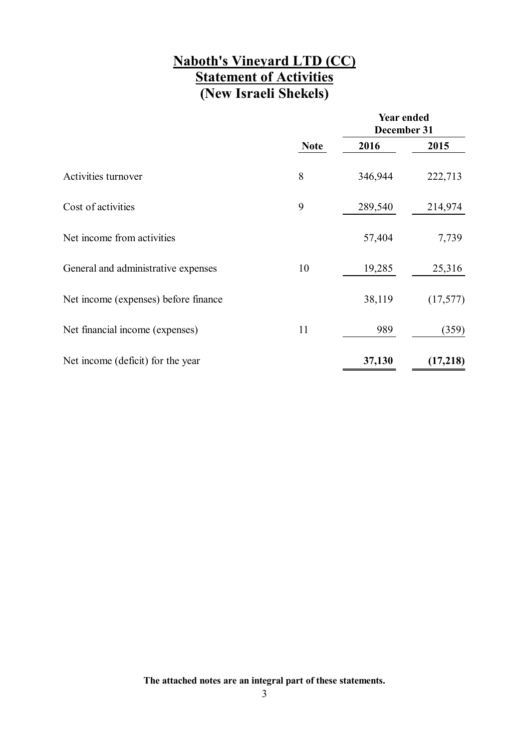# Naboth's Vineyard LTD (CC)
## Statement of Activities
## (New Israeli Shekels)

| | Note | Year ended December 31 | |
|---|---|---|---|
| | | **2016** | **2015** |
| Activities turnover | 8 | 346,944 | 222,713 |
| Cost of activities | 9 | 289,540 | 214,974 |
| Net income from activities | | 57,404 | 7,739 |
| General and administrative expenses | 10 | 19,285 | 25,316 |
| Net income (expenses) before finance | | 38,119 | (17,577) |
| Net financial income (expenses) | 11 | 989 | (359) |
| Net income (deficit) for the year | | **37,130** | **(17,218)** |

**The attached notes are an integral part of these statements.**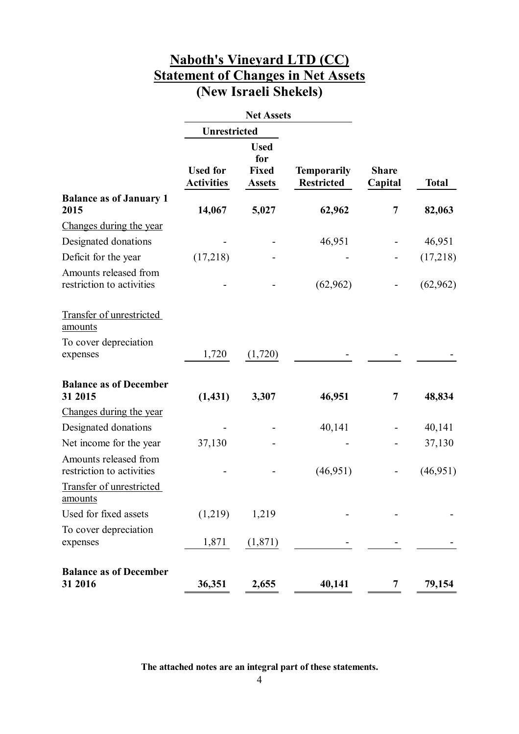# Naboth's Vineyard LTD (CC)
# Statement of Changes in Net Assets
# (New Israeli Shekels)

| | Net Assets | | | | |
|---|---|---|---|---|---|
| | Unrestricted | | | | |
| | Used for Activities | Used for Fixed Assets | Temporarily Restricted | Share Capital | Total |
| **Balance as of January 1 2015** | **14,067** | **5,027** | **62,962** | **7** | **82,063** |
| Changes during the year | | | | | |
| Designated donations | - | - | 46,951 | - | 46,951 |
| Deficit for the year | (17,218) | - | - | - | (17,218) |
| Amounts released from restriction to activities | - | - | (62,962) | - | (62,962) |
| Transfer of unrestricted amounts | | | | | |
| To cover depreciation expenses | 1,720 | (1,720) | - | - | - |
| **Balance as of December 31 2015** | **(1,431)** | **3,307** | **46,951** | **7** | **48,834** |
| Changes during the year | | | | | |
| Designated donations | - | - | 40,141 | - | 40,141 |
| Net income for the year | 37,130 | - | - | - | 37,130 |
| Amounts released from restriction to activities | - | - | (46,951) | - | (46,951) |
| Transfer of unrestricted amounts | | | | | |
| Used for fixed assets | (1,219) | 1,219 | - | - | - |
| To cover depreciation expenses | 1,871 | (1,871) | - | - | - |
| **Balance as of December 31 2016** | **36,351** | **2,655** | **40,141** | **7** | **79,154** |

**The attached notes are an integral part of these statements.**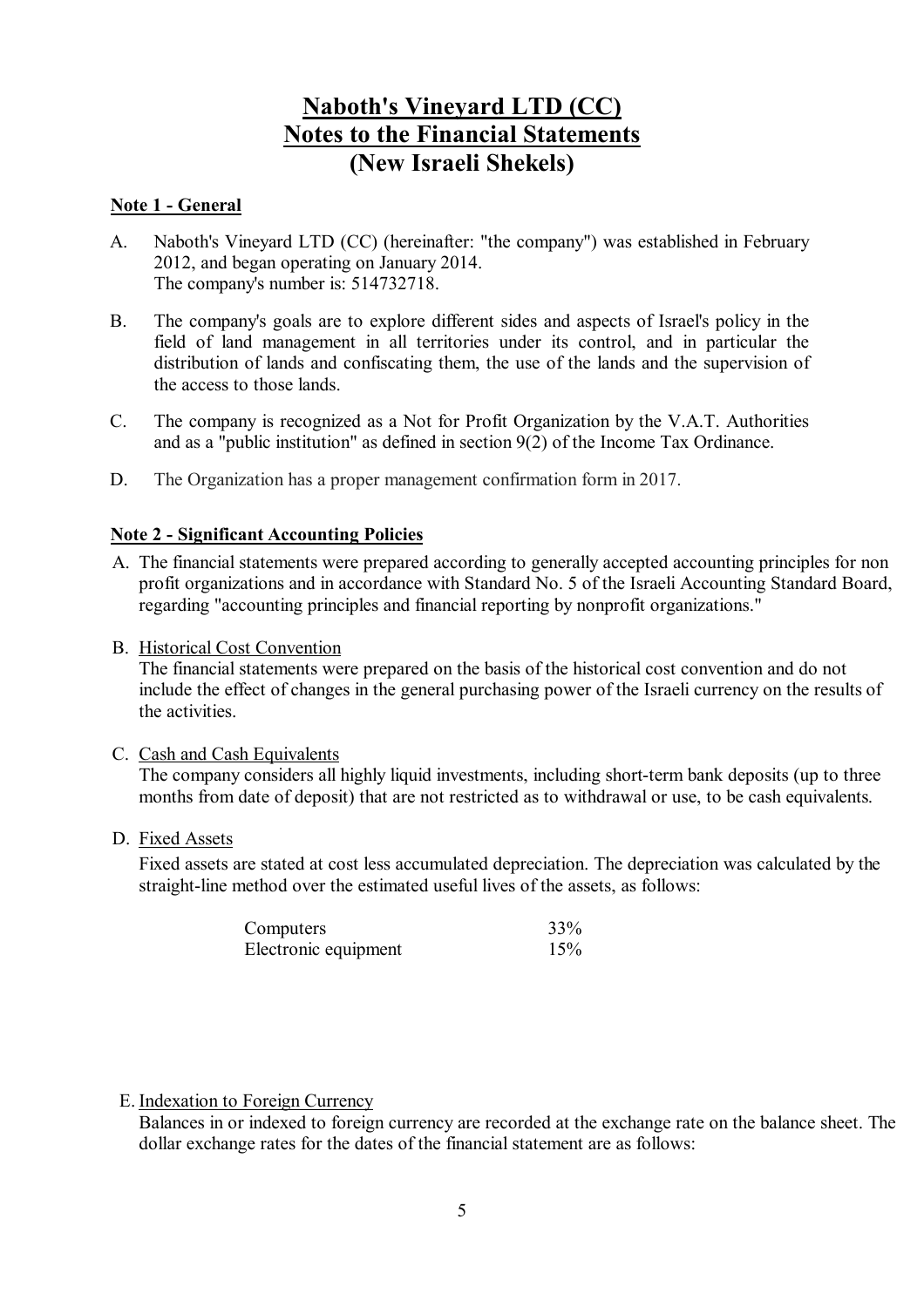# Naboth's Vineyard LTD (CC)
# Notes to the Financial Statements
# (New Israeli Shekels)

**Note 1 - General**

A. Naboth's Vineyard LTD (CC) (hereinafter: "the company") was established in February 2012, and began operating on January 2014.
The company's number is: 514732718.

B. The company's goals are to explore different sides and aspects of Israel's policy in the field of land management in all territories under its control, and in particular the distribution of lands and confiscating them, the use of the lands and the supervision of the access to those lands.

C. The company is recognized as a Not for Profit Organization by the V.A.T. Authorities and as a "public institution" as defined in section 9(2) of the Income Tax Ordinance.

D. The Organization has a proper management confirmation form in 2017.

**Note 2 - Significant Accounting Policies**

A. The financial statements were prepared according to generally accepted accounting principles for non profit organizations and in accordance with Standard No. 5 of the Israeli Accounting Standard Board, regarding "accounting principles and financial reporting by nonprofit organizations."

B. Historical Cost Convention
The financial statements were prepared on the basis of the historical cost convention and do not include the effect of changes in the general purchasing power of the Israeli currency on the results of the activities.

C. Cash and Cash Equivalents
The company considers all highly liquid investments, including short-term bank deposits (up to three months from date of deposit) that are not restricted as to withdrawal or use, to be cash equivalents.

D. Fixed Assets
Fixed assets are stated at cost less accumulated depreciation. The depreciation was calculated by the straight-line method over the estimated useful lives of the assets, as follows:

| | |
|---|---|
| Computers | 33% |
| Electronic equipment | 15% |

E. Indexation to Foreign Currency
Balances in or indexed to foreign currency are recorded at the exchange rate on the balance sheet. The dollar exchange rates for the dates of the financial statement are as follows: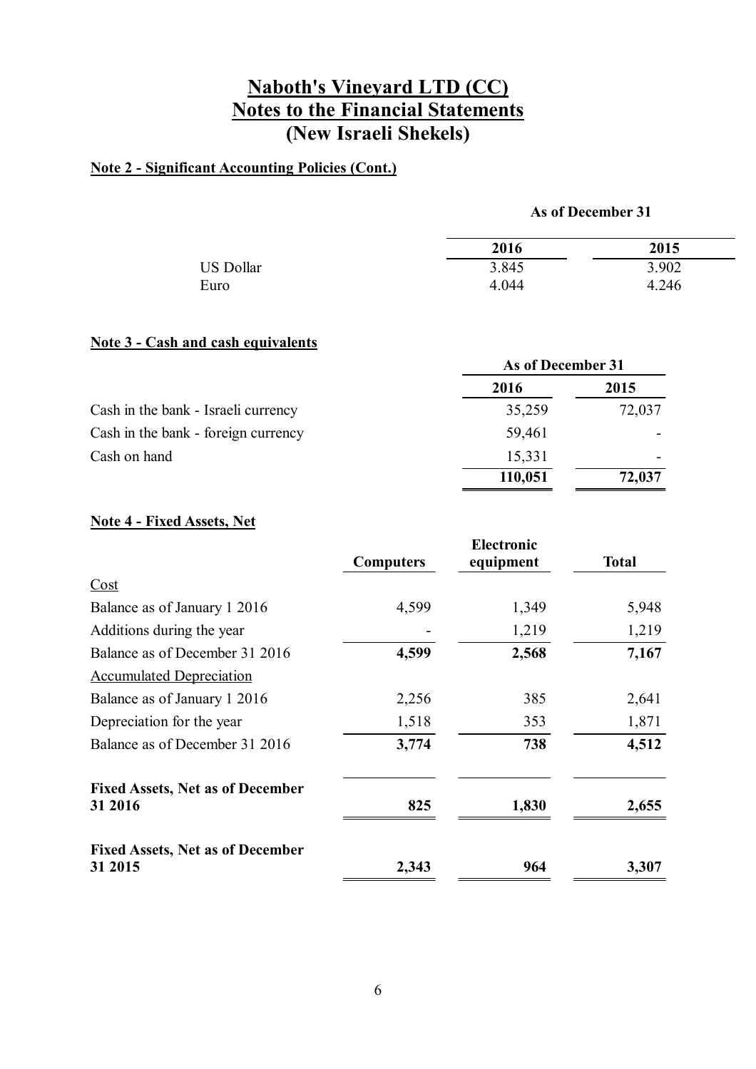# Naboth's Vineyard LTD (CC)
# Notes to the Financial Statements
# (New Israeli Shekels)

## Note 2 - Significant Accounting Policies (Cont.)

| | As of December 31 | |
|---|---|---|
| | 2016 | 2015 |
| US Dollar | 3.845 | 3.902 |
| Euro | 4.044 | 4.246 |

## Note 3 - Cash and cash equivalents

| | As of December 31 | |
|---|---|---|
| | 2016 | 2015 |
| Cash in the bank - Israeli currency | 35,259 | 72,037 |
| Cash in the bank - foreign currency | 59,461 | - |
| Cash on hand | 15,331 | - |
| | **110,051** | **72,037** |

## Note 4 - Fixed Assets, Net

| | Computers | Electronic equipment | Total |
|---|---|---|---|
| Cost | | | |
| Balance as of January 1 2016 | 4,599 | 1,349 | 5,948 |
| Additions during the year | - | 1,219 | 1,219 |
| Balance as of December 31 2016 | **4,599** | **2,568** | **7,167** |
| Accumulated Depreciation | | | |
| Balance as of January 1 2016 | 2,256 | 385 | 2,641 |
| Depreciation for the year | 1,518 | 353 | 1,871 |
| Balance as of December 31 2016 | **3,774** | **738** | **4,512** |
| **Fixed Assets, Net as of December 31 2016** | **825** | **1,830** | **2,655** |
| **Fixed Assets, Net as of December 31 2015** | **2,343** | **964** | **3,307** |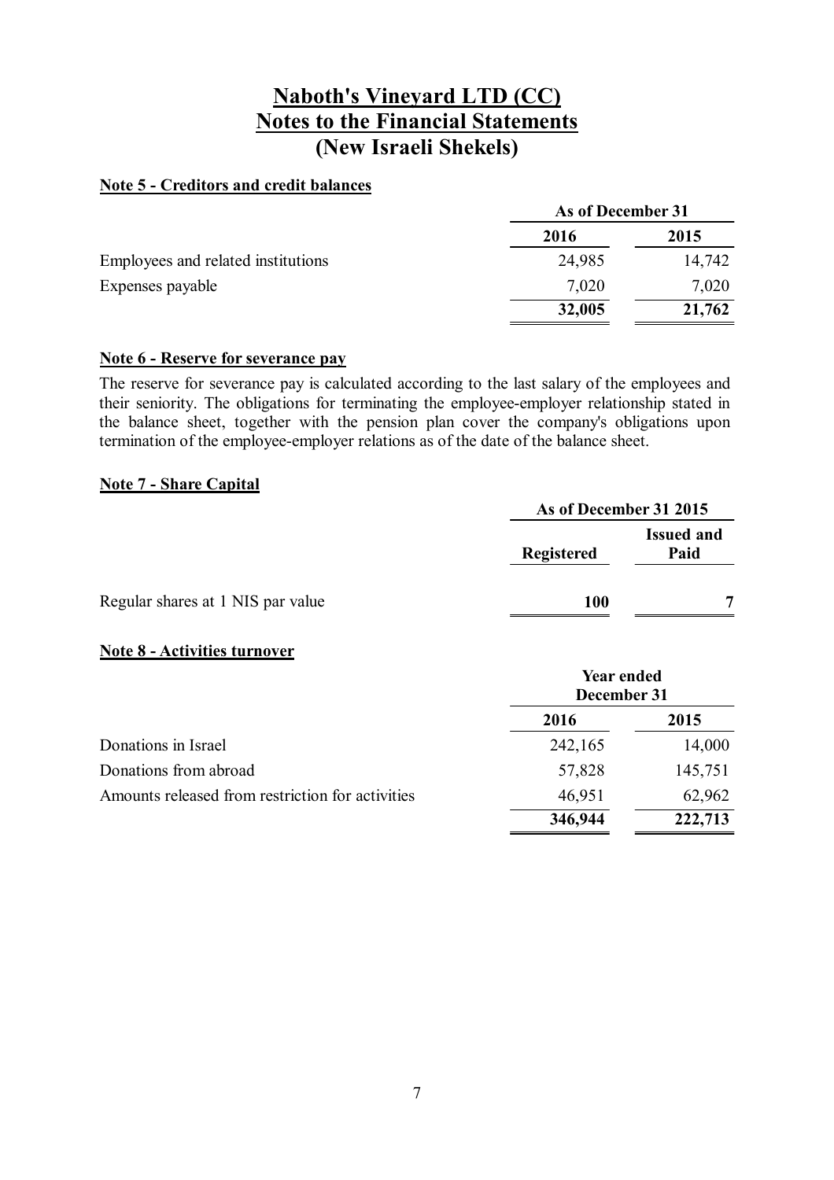# Naboth's Vineyard LTD (CC)
# Notes to the Financial Statements
# (New Israeli Shekels)

**Note 5 - Creditors and credit balances**

| | As of December 31 | |
|---|---|---|
| | **2016** | **2015** |
| Employees and related institutions | 24,985 | 14,742 |
| Expenses payable | 7,020 | 7,020 |
| | **32,005** | **21,762** |

**Note 6 - Reserve for severance pay**

The reserve for severance pay is calculated according to the last salary of the employees and their seniority. The obligations for terminating the employee-employer relationship stated in the balance sheet, together with the pension plan cover the company's obligations upon termination of the employee-employer relations as of the date of the balance sheet.

**Note 7 - Share Capital**

| | As of December 31 2015 | |
|---|---|---|
| | **Registered** | **Issued and Paid** |
| Regular shares at 1 NIS par value | **100** | **7** |

**Note 8 - Activities turnover**

| | Year ended December 31 | |
|---|---|---|
| | **2016** | **2015** |
| Donations in Israel | 242,165 | 14,000 |
| Donations from abroad | 57,828 | 145,751 |
| Amounts released from restriction for activities | 46,951 | 62,962 |
| | **346,944** | **222,713** |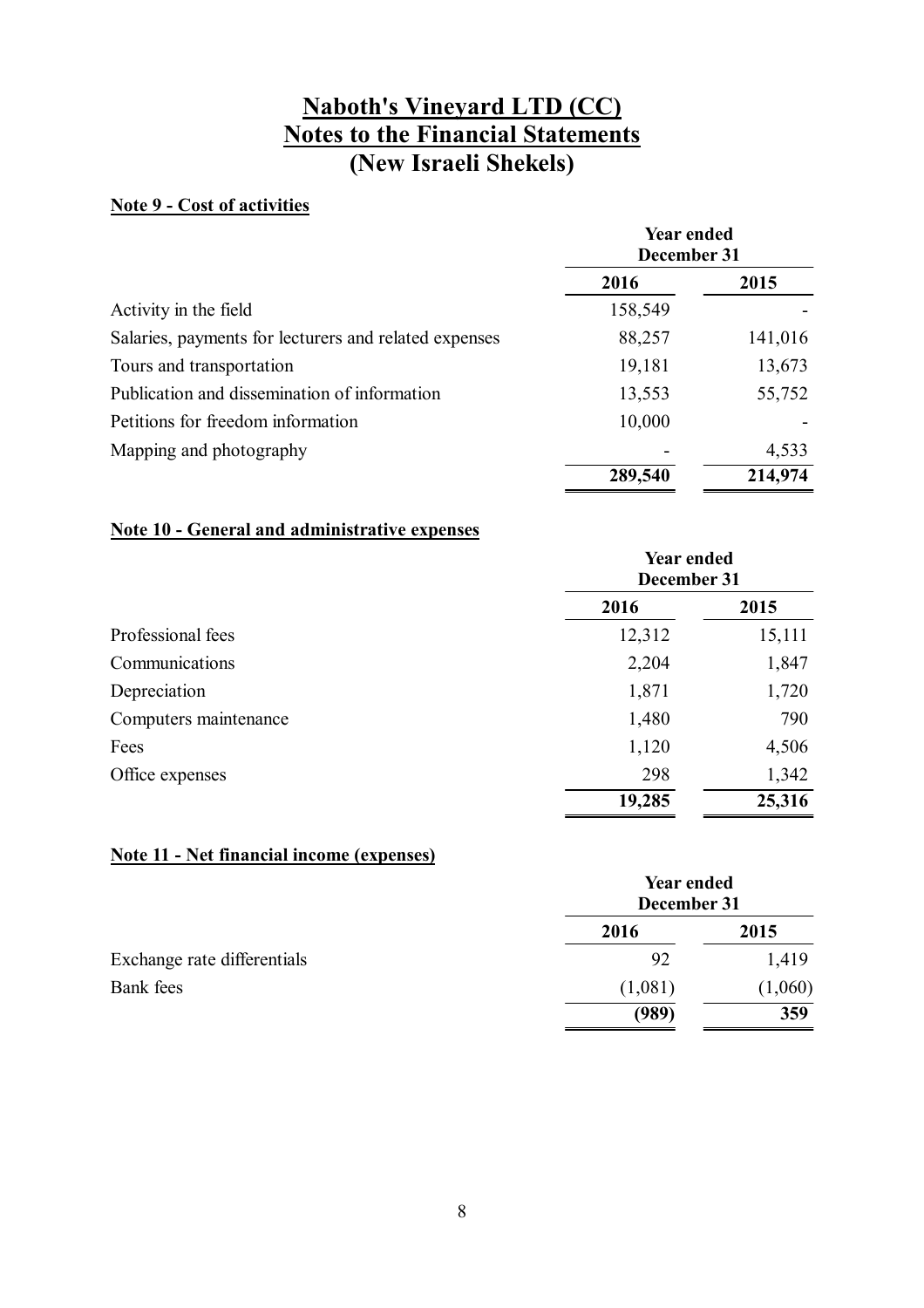# Naboth's Vineyard LTD (CC)
# Notes to the Financial Statements
# (New Israeli Shekels)

## Note 9 - Cost of activities

| | Year ended December 31 | |
|---|---|---|
| | **2016** | **2015** |
| Activity in the field | 158,549 | - |
| Salaries, payments for lecturers and related expenses | 88,257 | 141,016 |
| Tours and transportation | 19,181 | 13,673 |
| Publication and dissemination of information | 13,553 | 55,752 |
| Petitions for freedom information | 10,000 | - |
| Mapping and photography | - | 4,533 |
| | **289,540** | **214,974** |

## Note 10 - General and administrative expenses

| | Year ended December 31 | |
|---|---|---|
| | **2016** | **2015** |
| Professional fees | 12,312 | 15,111 |
| Communications | 2,204 | 1,847 |
| Depreciation | 1,871 | 1,720 |
| Computers maintenance | 1,480 | 790 |
| Fees | 1,120 | 4,506 |
| Office expenses | 298 | 1,342 |
| | **19,285** | **25,316** |

## Note 11 - Net financial income (expenses)

| | Year ended December 31 | |
|---|---|---|
| | **2016** | **2015** |
| Exchange rate differentials | 92 | 1,419 |
| Bank fees | (1,081) | (1,060) |
| | **(989)** | **359** |